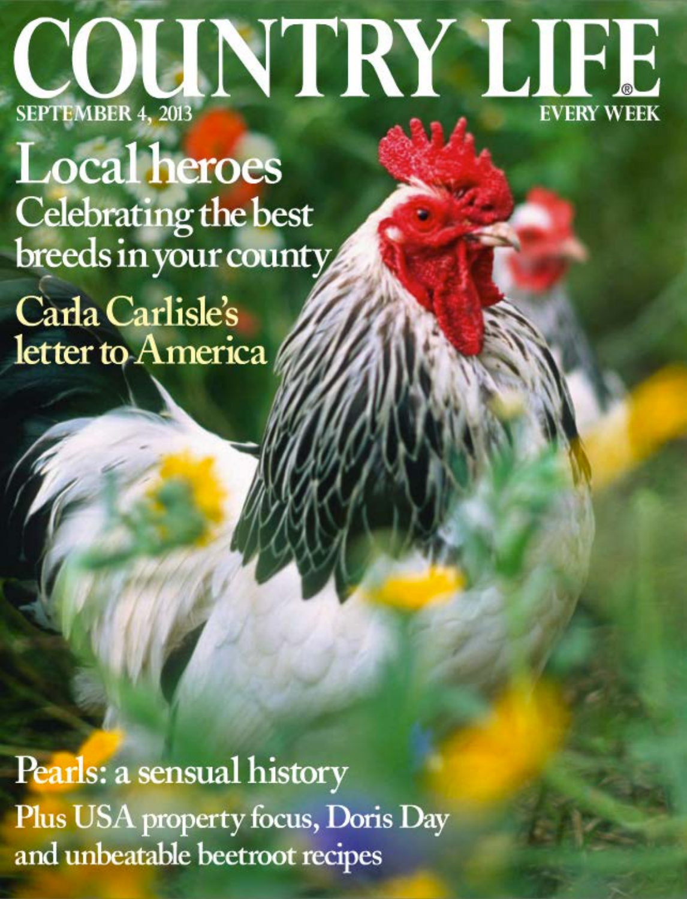# COUNTRY LIFE

SEPTEMBER 4, 2013

EVERY WEEK

## Local heroes

Celebrating the best breeds in your county

## Carla Carlisle's letter to America

## Pearls: a sensual history

Plus USA property focus, Doris Day and unbeatable beetroot recipes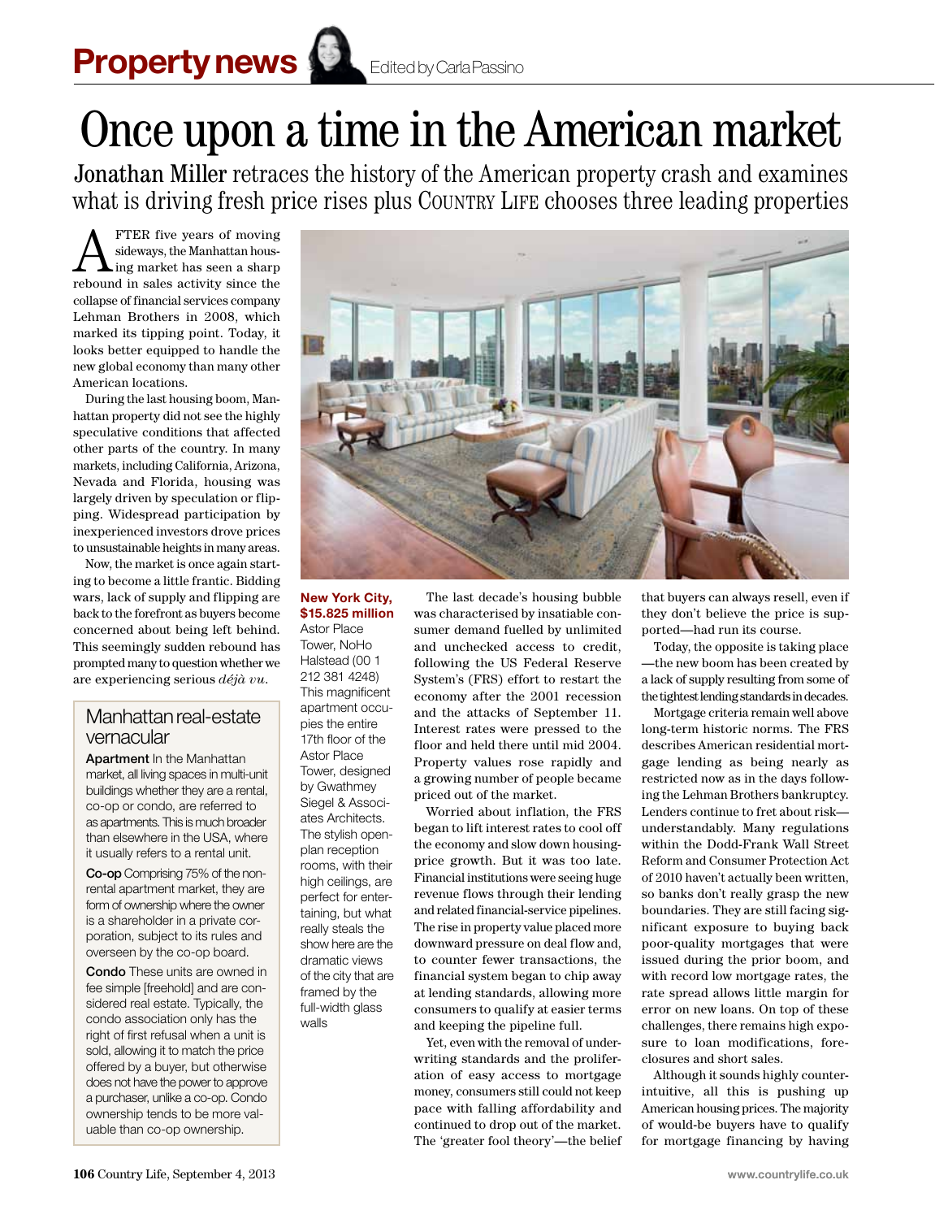# Once upon a time in the American market

**Jonathan Miller** retraces the history of the American property crash and examines what is driving fresh price rises plus COUNTRY LIFE chooses three leading properties

AFTER five years of moving sideways, the Manhattan housing market has seen a sharp rebound in sales activity since the collapse of financial services company Lehman Brothers in 2008, which marked its tipping point. Today, it looks better equipped to handle the new global economy than many other American locations.

During the last housing boom, Manhattan property did not see the highly speculative conditions that affected other parts of the country. In many markets, including California, Arizona, Nevada and Florida, housing was largely driven by speculation or flipping. Widespread participation by inexperienced investors drove prices to unsustainable heights in many areas.

Now, the market is once again starting to become a little frantic. Bidding wars, lack of supply and flipping are back to the forefront as buyers become concerned about being left behind. This seemingly sudden rebound has prompted many to question whether we are experiencing serious *déjà vu*.

## Manhattan real-estate vernacular

**Apartment** In the Manhattan market, all living spaces in multi-unit buildings whether they are a rental, co-op or condo, are referred to as apartments. This is much broader than elsewhere in the USA, where it usually refers to a rental unit.

**Co-op** Comprising 75% of the non-rental apartment market, they are form of ownership where the owner is a shareholder in a private corporation, subject to its rules and overseen by the co-op board.

**Condo** These units are owned in fee simple [freehold] and are considered real estate. Typically, the condo association only has the right of first refusal when a unit is sold, allowing it to match the price offered by a buyer, but otherwise does not have the power to approve a purchaser, unlike a co-op. Condo ownership tends to be more valuable than co-op ownership.

**New York City, $15.825 million**
Astor Place Tower, NoHo
Halstead (00 1 212 381 4248)
This magnificent apartment occupies the entire 17th floor of the Astor Place Tower, designed by Gwathmey Siegel & Associates Architects. The stylish open-plan reception rooms, with their high ceilings, are perfect for entertaining, but what really steals the show here are the dramatic views of the city that are framed by the full-width glass walls

The last decade's housing bubble was characterised by insatiable consumer demand fuelled by unlimited and unchecked access to credit, following the US Federal Reserve System's (FRS) effort to restart the economy after the 2001 recession and the attacks of September 11. Interest rates were pressed to the floor and held there until mid 2004. Property values rose rapidly and a growing number of people became priced out of the market.

Worried about inflation, the FRS began to lift interest rates to cool off the economy and slow down housing-price growth. But it was too late. Financial institutions were seeing huge revenue flows through their lending and related financial-service pipelines. The rise in property value placed more downward pressure on deal flow and, to counter fewer transactions, the financial system began to chip away at lending standards, allowing more consumers to qualify at easier terms and keeping the pipeline full.

Yet, even with the removal of underwriting standards and the proliferation of easy access to mortgage money, consumers still could not keep pace with falling affordability and continued to drop out of the market. The 'greater fool theory'—the belief that buyers can always resell, even if they don't believe the price is supported—had run its course.

Today, the opposite is taking place—the new boom has been created by a lack of supply resulting from some of the tightest lending standards in decades.

Mortgage criteria remain well above long-term historic norms. The FRS describes American residential mortgage lending as being nearly as restricted now as in the days following the Lehman Brothers bankruptcy. Lenders continue to fret about risk—understandably. Many regulations within the Dodd-Frank Wall Street Reform and Consumer Protection Act of 2010 haven't actually been written, so banks don't really grasp the new boundaries. They are still facing significant exposure to buying back poor-quality mortgages that were issued during the prior boom, and with record low mortgage rates, the rate spread allows little margin for error on new loans. On top of these challenges, there remains high exposure to loan modifications, foreclosures and short sales.

Although it sounds highly counter-intuitive, all this is pushing up American housing prices. The majority of would-be buyers have to qualify for mortgage financing by having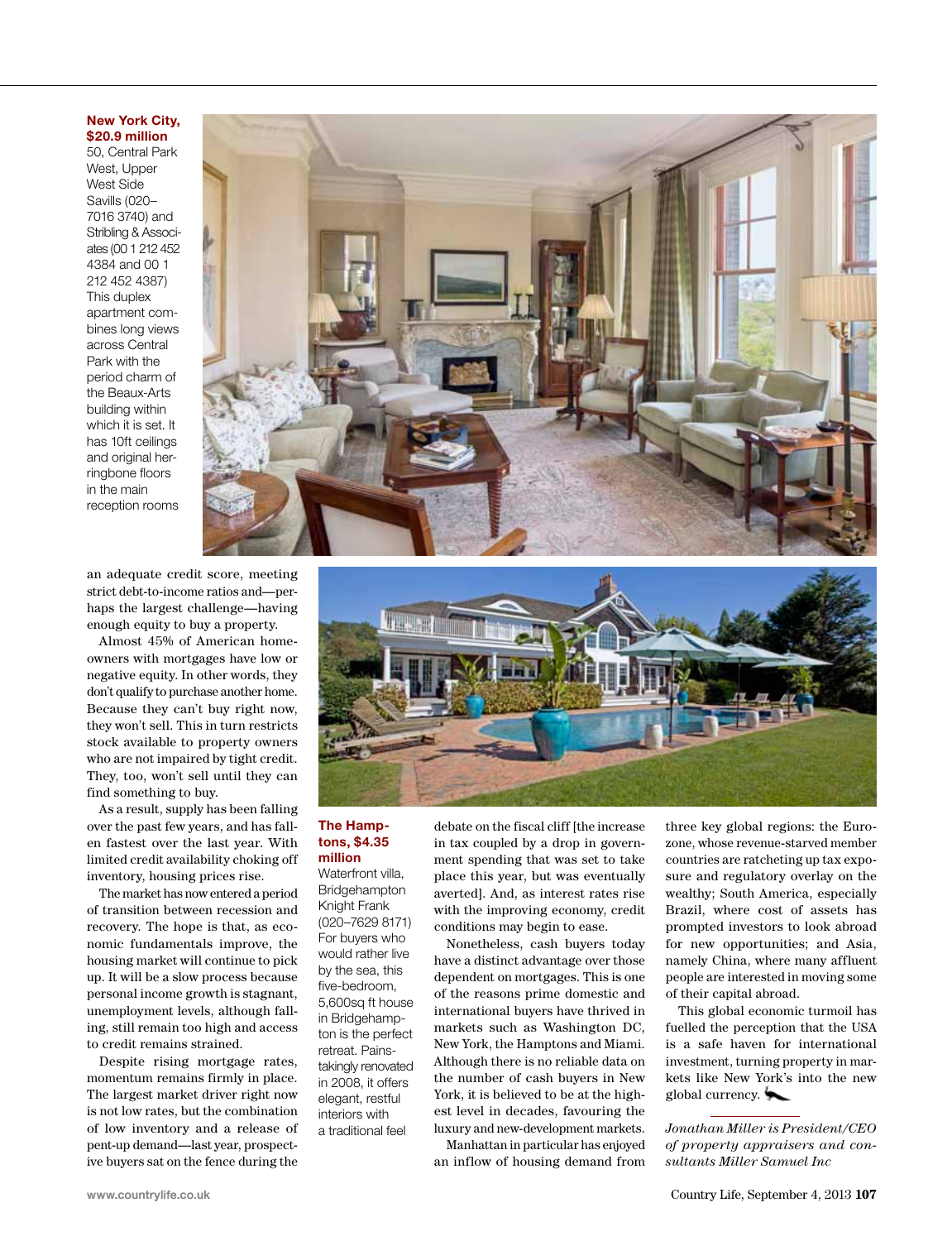**New York City, $20.9 million**
50, Central Park West, Upper West Side
Savills (020–7016 3740) and Stribling & Associates (00 1 212 452 4384 and 00 1 212 452 4387)
This duplex apartment combines long views across Central Park with the period charm of the Beaux-Arts building within which it is set. It has 10ft ceilings and original herringbone floors in the main reception rooms

an adequate credit score, meeting strict debt-to-income ratios and—perhaps the largest challenge—having enough equity to buy a property.

Almost 45% of American homeowners with mortgages have low or negative equity. In other words, they don't qualify to purchase another home. Because they can't buy right now, they won't sell. This in turn restricts stock available to property owners who are not impaired by tight credit. They, too, won't sell until they can find something to buy.

As a result, supply has been falling over the past few years, and has fallen fastest over the last year. With limited credit availability choking off inventory, housing prices rise.

The market has now entered a period of transition between recession and recovery. The hope is that, as economic fundamentals improve, the housing market will continue to pick up. It will be a slow process because personal income growth is stagnant, unemployment levels, although falling, still remain too high and access to credit remains strained.

Despite rising mortgage rates, momentum remains firmly in place. The largest market driver right now is not low rates, but the combination of low inventory and a release of pent-up demand—last year, prospective buyers sat on the fence during the debate on the fiscal cliff [the increase in tax coupled by a drop in government spending that was set to take place this year, but was eventually averted]. And, as interest rates rise with the improving economy, credit conditions may begin to ease.

**The Hamptons, $4.35 million**
Waterfront villa, Bridgehampton
Knight Frank (020–7629 8171)
For buyers who would rather live by the sea, this five-bedroom, 5,600sq ft house in Bridgehampton is the perfect retreat. Painstakingly renovated in 2008, it offers elegant, restful interiors with a traditional feel

Nonetheless, cash buyers today have a distinct advantage over those dependent on mortgages. This is one of the reasons prime domestic and international buyers have thrived in markets such as Washington DC, New York, the Hamptons and Miami. Although there is no reliable data on the number of cash buyers in New York, it is believed to be at the highest level in decades, favouring the luxury and new-development markets.

Manhattan in particular has enjoyed an inflow of housing demand from three key global regions: the Eurozone, whose revenue-starved member countries are ratcheting up tax exposure and regulatory overlay on the wealthy; South America, especially Brazil, where cost of assets has prompted investors to look abroad for new opportunities; and Asia, namely China, where many affluent people are interested in moving some of their capital abroad.

This global economic turmoil has fuelled the perception that the USA is a safe haven for international investment, turning property in markets like New York's into the new global currency.

*Jonathan Miller is President/CEO of property appraisers and consultants Miller Samuel Inc*